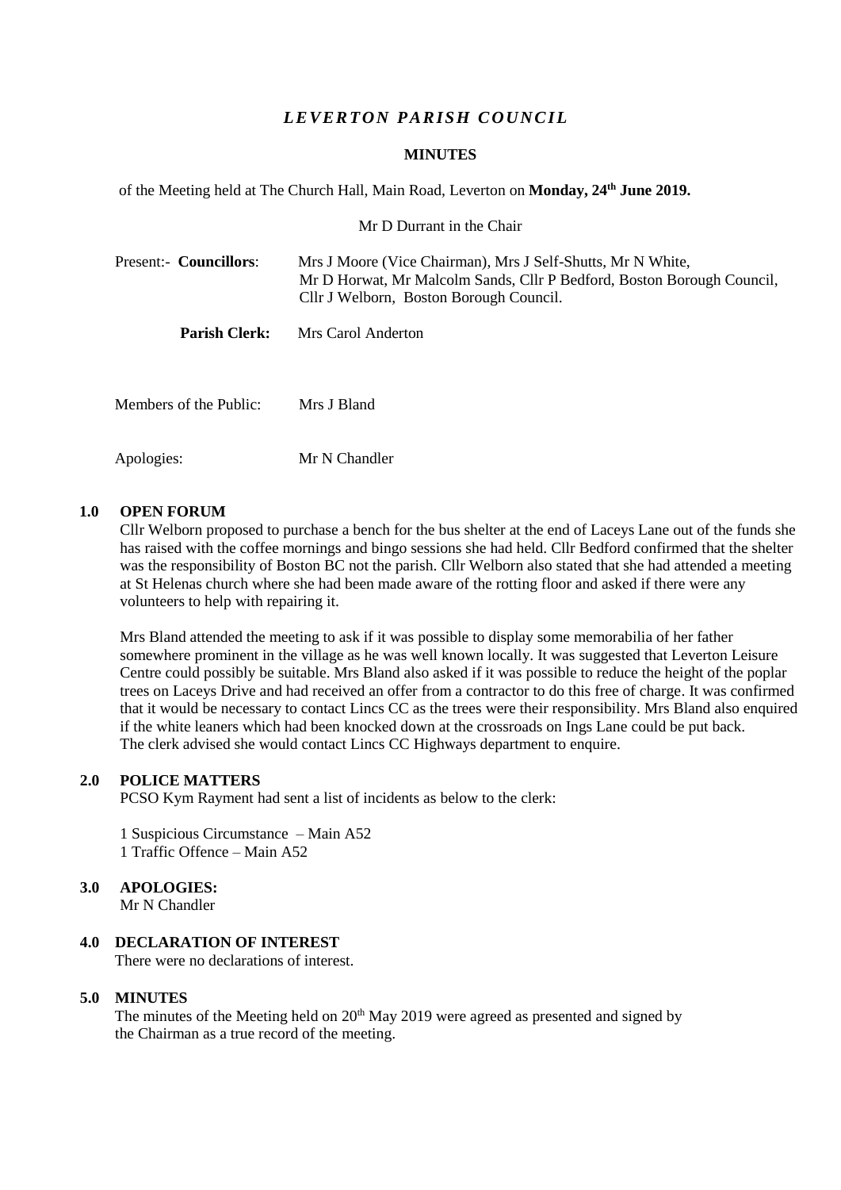# *LEVERTON PARISH COUNCIL*

## MINUTES

of the Meeting held at The Church Hall, Main Road, Leverton on **Monday, 24th June 2019.**

Mr D Durrant in the Chair

Present:- **Councillors**: Mrs J Moore (Vice Chairman), Mrs J Self-Shutts, Mr N White, Mr D Horwat, Mr Malcolm Sands, Cllr P Bedford, Boston Borough Council, Cllr J Welborn, Boston Borough Council.

**Parish Clerk:** Mrs Carol Anderton

Members of the Public: Mrs J Bland

Apologies: Mr N Chandler

### 1.0 OPEN FORUM

Cllr Welborn proposed to purchase a bench for the bus shelter at the end of Laceys Lane out of the funds she has raised with the coffee mornings and bingo sessions she had held. Cllr Bedford confirmed that the shelter was the responsibility of Boston BC not the parish. Cllr Welborn also stated that she had attended a meeting at St Helenas church where she had been made aware of the rotting floor and asked if there were any volunteers to help with repairing it.

Mrs Bland attended the meeting to ask if it was possible to display some memorabilia of her father somewhere prominent in the village as he was well known locally. It was suggested that Leverton Leisure Centre could possibly be suitable. Mrs Bland also asked if it was possible to reduce the height of the poplar trees on Laceys Drive and had received an offer from a contractor to do this free of charge. It was confirmed that it would be necessary to contact Lincs CC as the trees were their responsibility. Mrs Bland also enquired if the white leaners which had been knocked down at the crossroads on Ings Lane could be put back. The clerk advised she would contact Lincs CC Highways department to enquire.

### 2.0 POLICE MATTERS

PCSO Kym Rayment had sent a list of incidents as below to the clerk:

1 Suspicious Circumstance – Main A52
1 Traffic Offence – Main A52

### 3.0 APOLOGIES:

Mr N Chandler

### 4.0 DECLARATION OF INTEREST

There were no declarations of interest.

### 5.0 MINUTES

The minutes of the Meeting held on 20th May 2019 were agreed as presented and signed by the Chairman as a true record of the meeting.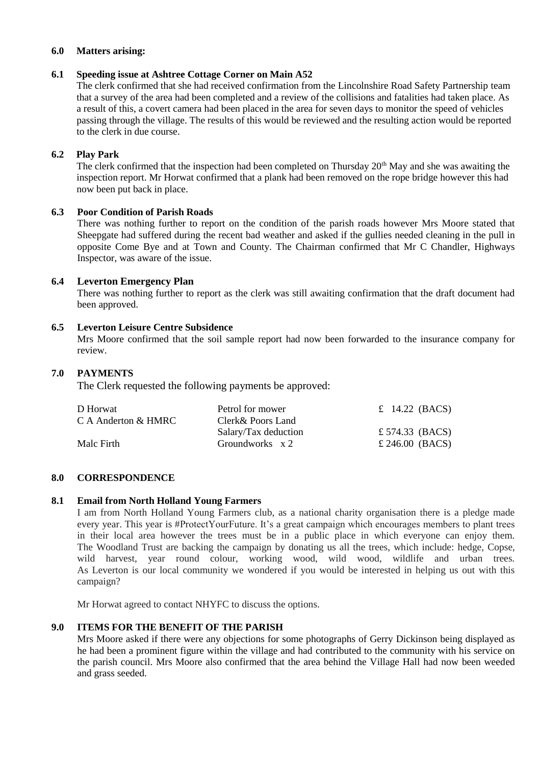**6.0 Matters arising:**

**6.1 Speeding issue at Ashtree Cottage Corner on Main A52**

The clerk confirmed that she had received confirmation from the Lincolnshire Road Safety Partnership team that a survey of the area had been completed and a review of the collisions and fatalities had taken place. As a result of this, a covert camera had been placed in the area for seven days to monitor the speed of vehicles passing through the village. The results of this would be reviewed and the resulting action would be reported to the clerk in due course.

**6.2 Play Park**

The clerk confirmed that the inspection had been completed on Thursday 20th May and she was awaiting the inspection report. Mr Horwat confirmed that a plank had been removed on the rope bridge however this had now been put back in place.

**6.3 Poor Condition of Parish Roads**

There was nothing further to report on the condition of the parish roads however Mrs Moore stated that Sheepgate had suffered during the recent bad weather and asked if the gullies needed cleaning in the pull in opposite Come Bye and at Town and County. The Chairman confirmed that Mr C Chandler, Highways Inspector, was aware of the issue.

**6.4 Leverton Emergency Plan**

There was nothing further to report as the clerk was still awaiting confirmation that the draft document had been approved.

**6.5 Leverton Leisure Centre Subsidence**

Mrs Moore confirmed that the soil sample report had now been forwarded to the insurance company for review.

**7.0 PAYMENTS**

The Clerk requested the following payments be approved:

| | | |
|---|---|---|
| D Horwat | Petrol for mower | £ 14.22 (BACS) |
| C A Anderton & HMRC | Clerk& Poors Land Salary/Tax deduction | £ 574.33 (BACS) |
| Malc Firth | Groundworks x 2 | £ 246.00 (BACS) |

**8.0 CORRESPONDENCE**

**8.1 Email from North Holland Young Farmers**

I am from North Holland Young Farmers club, as a national charity organisation there is a pledge made every year. This year is #ProtectYourFuture. It's a great campaign which encourages members to plant trees in their local area however the trees must be in a public place in which everyone can enjoy them. The Woodland Trust are backing the campaign by donating us all the trees, which include: hedge, Copse, wild harvest, year round colour, working wood, wild wood, wildlife and urban trees. As Leverton is our local community we wondered if you would be interested in helping us out with this campaign?

Mr Horwat agreed to contact NHYFC to discuss the options.

**9.0 ITEMS FOR THE BENEFIT OF THE PARISH**

Mrs Moore asked if there were any objections for some photographs of Gerry Dickinson being displayed as he had been a prominent figure within the village and had contributed to the community with his service on the parish council. Mrs Moore also confirmed that the area behind the Village Hall had now been weeded and grass seeded.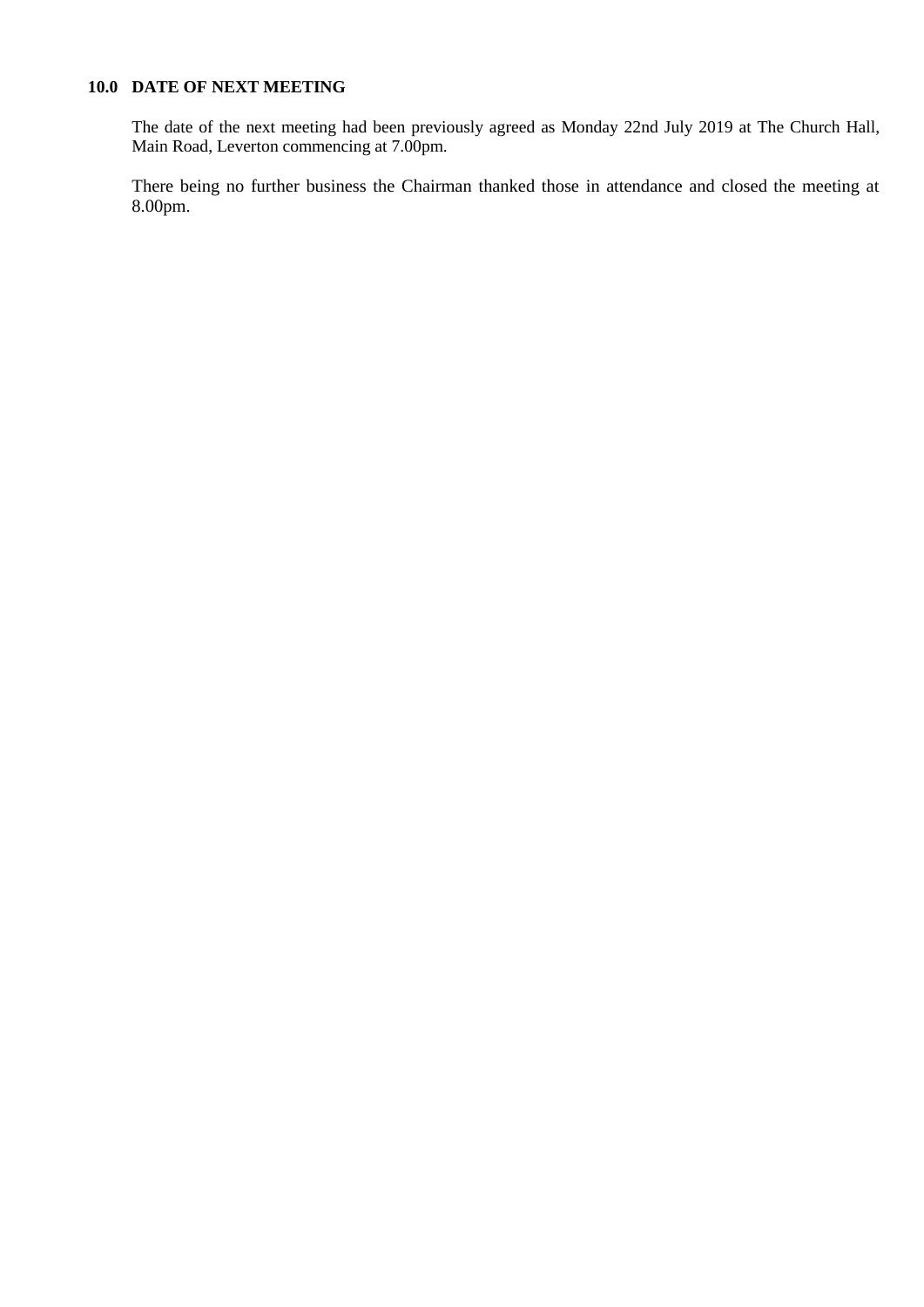## 10.0 DATE OF NEXT MEETING

The date of the next meeting had been previously agreed as Monday 22nd July 2019 at The Church Hall, Main Road, Leverton commencing at 7.00pm.

There being no further business the Chairman thanked those in attendance and closed the meeting at 8.00pm.